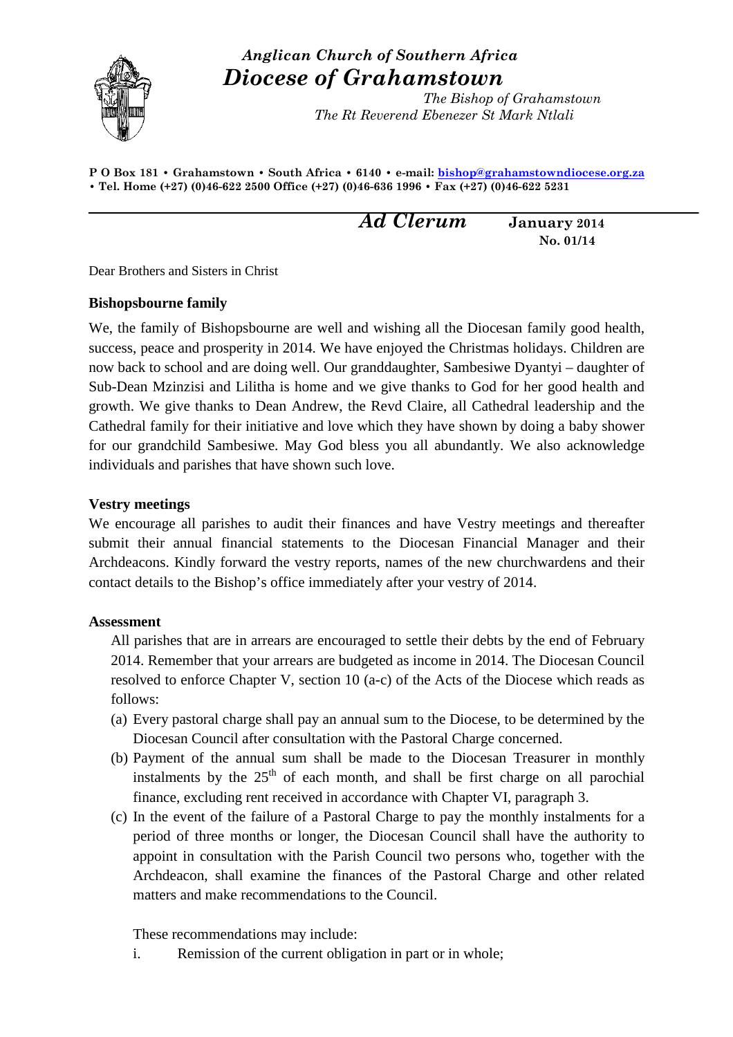*Anglican Church of Southern Africa*

# *Diocese of Grahamstown*

*The Bishop of Grahamstown*
*The Rt Reverend Ebenezer St Mark Ntlali*

**P O Box 181 • Grahamstown • South Africa • 6140 • e-mail: bishop@grahamstowndiocese.org.za • Tel. Home (+27) (0)46-622 2500 Office (+27) (0)46-636 1996 • Fax (+27) (0)46-622 5231**

---

***Ad Clerum*** **January 2014**
**No. 01/14**

Dear Brothers and Sisters in Christ

**Bishopsbourne family**

We, the family of Bishopsbourne are well and wishing all the Diocesan family good health, success, peace and prosperity in 2014. We have enjoyed the Christmas holidays. Children are now back to school and are doing well. Our granddaughter, Sambesiwe Dyantyi – daughter of Sub-Dean Mzinzisi and Lilitha is home and we give thanks to God for her good health and growth. We give thanks to Dean Andrew, the Revd Claire, all Cathedral leadership and the Cathedral family for their initiative and love which they have shown by doing a baby shower for our grandchild Sambesiwe. May God bless you all abundantly. We also acknowledge individuals and parishes that have shown such love.

**Vestry meetings**

We encourage all parishes to audit their finances and have Vestry meetings and thereafter submit their annual financial statements to the Diocesan Financial Manager and their Archdeacons. Kindly forward the vestry reports, names of the new churchwardens and their contact details to the Bishop's office immediately after your vestry of 2014.

**Assessment**

All parishes that are in arrears are encouraged to settle their debts by the end of February 2014. Remember that your arrears are budgeted as income in 2014. The Diocesan Council resolved to enforce Chapter V, section 10 (a-c) of the Acts of the Diocese which reads as follows:

(a) Every pastoral charge shall pay an annual sum to the Diocese, to be determined by the Diocesan Council after consultation with the Pastoral Charge concerned.
(b) Payment of the annual sum shall be made to the Diocesan Treasurer in monthly instalments by the 25th of each month, and shall be first charge on all parochial finance, excluding rent received in accordance with Chapter VI, paragraph 3.
(c) In the event of the failure of a Pastoral Charge to pay the monthly instalments for a period of three months or longer, the Diocesan Council shall have the authority to appoint in consultation with the Parish Council two persons who, together with the Archdeacon, shall examine the finances of the Pastoral Charge and other related matters and make recommendations to the Council.

These recommendations may include:

i. Remission of the current obligation in part or in whole;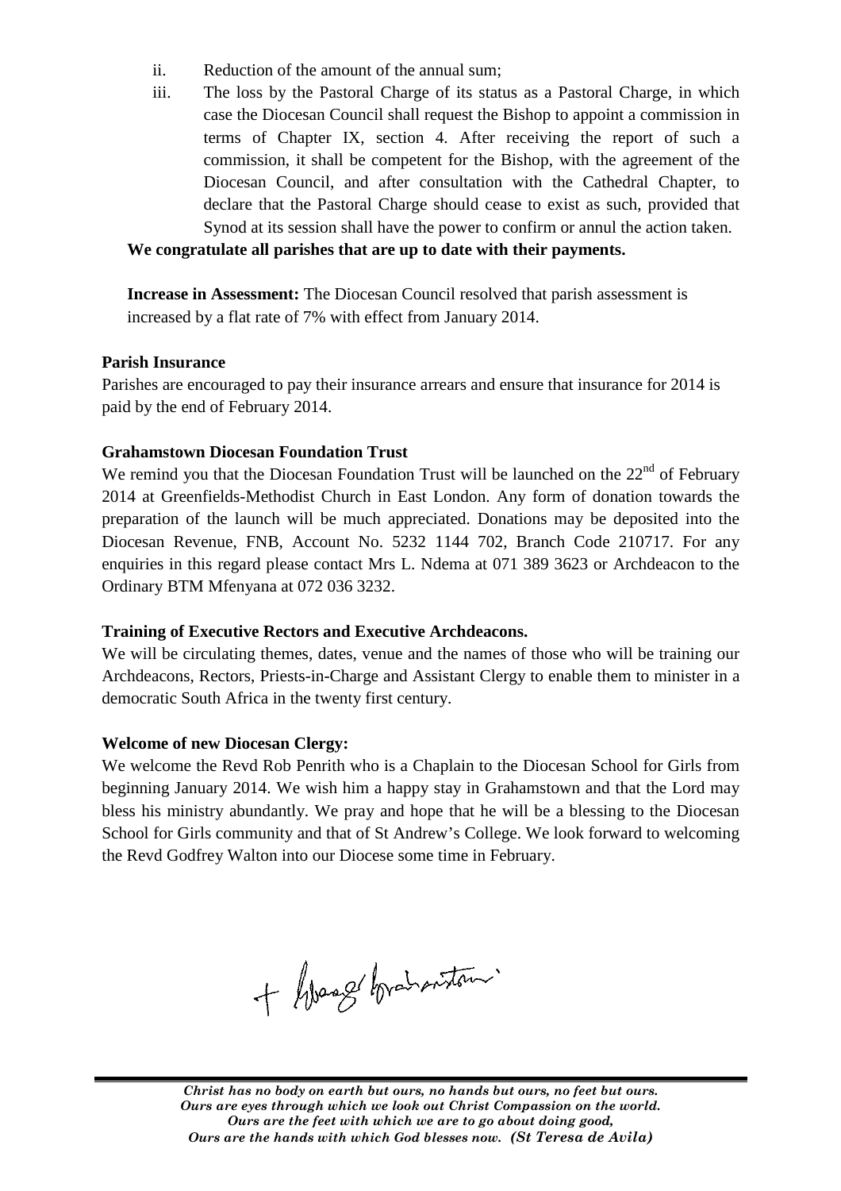ii. Reduction of the amount of the annual sum;

iii. The loss by the Pastoral Charge of its status as a Pastoral Charge, in which case the Diocesan Council shall request the Bishop to appoint a commission in terms of Chapter IX, section 4. After receiving the report of such a commission, it shall be competent for the Bishop, with the agreement of the Diocesan Council, and after consultation with the Cathedral Chapter, to declare that the Pastoral Charge should cease to exist as such, provided that Synod at its session shall have the power to confirm or annul the action taken.

**We congratulate all parishes that are up to date with their payments.**

**Increase in Assessment:** The Diocesan Council resolved that parish assessment is increased by a flat rate of 7% with effect from January 2014.

**Parish Insurance**

Parishes are encouraged to pay their insurance arrears and ensure that insurance for 2014 is paid by the end of February 2014.

**Grahamstown Diocesan Foundation Trust**

We remind you that the Diocesan Foundation Trust will be launched on the 22nd of February 2014 at Greenfields-Methodist Church in East London. Any form of donation towards the preparation of the launch will be much appreciated. Donations may be deposited into the Diocesan Revenue, FNB, Account No. 5232 1144 702, Branch Code 210717. For any enquiries in this regard please contact Mrs L. Ndema at 071 389 3623 or Archdeacon to the Ordinary BTM Mfenyana at 072 036 3232.

**Training of Executive Rectors and Executive Archdeacons.**

We will be circulating themes, dates, venue and the names of those who will be training our Archdeacons, Rectors, Priests-in-Charge and Assistant Clergy to enable them to minister in a democratic South Africa in the twenty first century.

**Welcome of new Diocesan Clergy:**

We welcome the Revd Rob Penrith who is a Chaplain to the Diocesan School for Girls from beginning January 2014. We wish him a happy stay in Grahamstown and that the Lord may bless his ministry abundantly. We pray and hope that he will be a blessing to the Diocesan School for Girls community and that of St Andrew's College. We look forward to welcoming the Revd Godfrey Walton into our Diocese some time in February.

+ Ebenezer Grahamstown

*Christ has no body on earth but ours, no hands but ours, no feet but ours.*
*Ours are eyes through which we look out Christ Compassion on the world.*
*Ours are the feet with which we are to go about doing good,*
*Ours are the hands with which God blesses now.* ***(St Teresa de Avila)***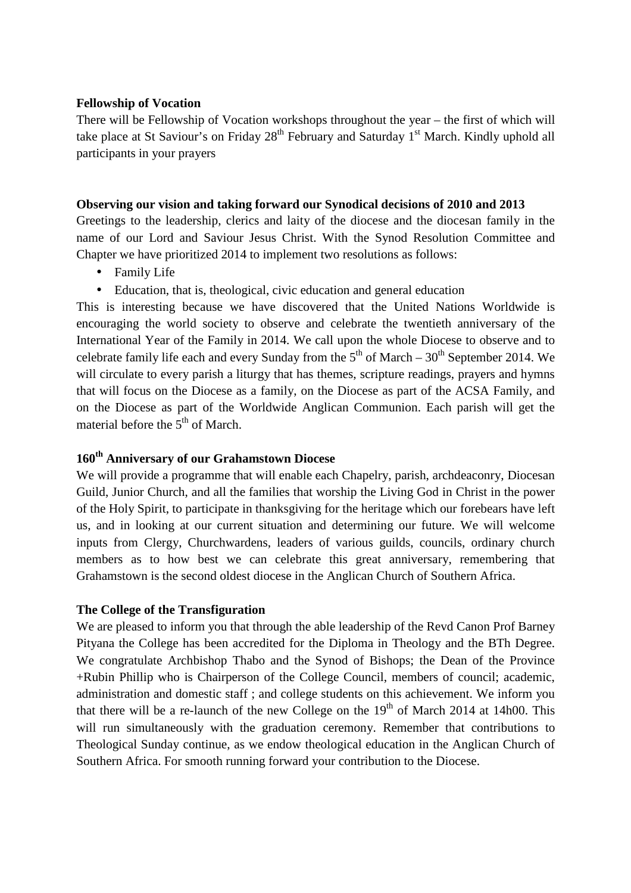**Fellowship of Vocation**

There will be Fellowship of Vocation workshops throughout the year – the first of which will take place at St Saviour's on Friday 28th February and Saturday 1st March. Kindly uphold all participants in your prayers

**Observing our vision and taking forward our Synodical decisions of 2010 and 2013**

Greetings to the leadership, clerics and laity of the diocese and the diocesan family in the name of our Lord and Saviour Jesus Christ. With the Synod Resolution Committee and Chapter we have prioritized 2014 to implement two resolutions as follows:

- Family Life
- Education, that is, theological, civic education and general education

This is interesting because we have discovered that the United Nations Worldwide is encouraging the world society to observe and celebrate the twentieth anniversary of the International Year of the Family in 2014. We call upon the whole Diocese to observe and to celebrate family life each and every Sunday from the 5th of March – 30th September 2014. We will circulate to every parish a liturgy that has themes, scripture readings, prayers and hymns that will focus on the Diocese as a family, on the Diocese as part of the ACSA Family, and on the Diocese as part of the Worldwide Anglican Communion. Each parish will get the material before the 5th of March.

**160th Anniversary of our Grahamstown Diocese**

We will provide a programme that will enable each Chapelry, parish, archdeaconry, Diocesan Guild, Junior Church, and all the families that worship the Living God in Christ in the power of the Holy Spirit, to participate in thanksgiving for the heritage which our forebears have left us, and in looking at our current situation and determining our future. We will welcome inputs from Clergy, Churchwardens, leaders of various guilds, councils, ordinary church members as to how best we can celebrate this great anniversary, remembering that Grahamstown is the second oldest diocese in the Anglican Church of Southern Africa.

**The College of the Transfiguration**

We are pleased to inform you that through the able leadership of the Revd Canon Prof Barney Pityana the College has been accredited for the Diploma in Theology and the BTh Degree. We congratulate Archbishop Thabo and the Synod of Bishops; the Dean of the Province +Rubin Phillip who is Chairperson of the College Council, members of council; academic, administration and domestic staff ; and college students on this achievement. We inform you that there will be a re-launch of the new College on the 19th of March 2014 at 14h00. This will run simultaneously with the graduation ceremony. Remember that contributions to Theological Sunday continue, as we endow theological education in the Anglican Church of Southern Africa. For smooth running forward your contribution to the Diocese.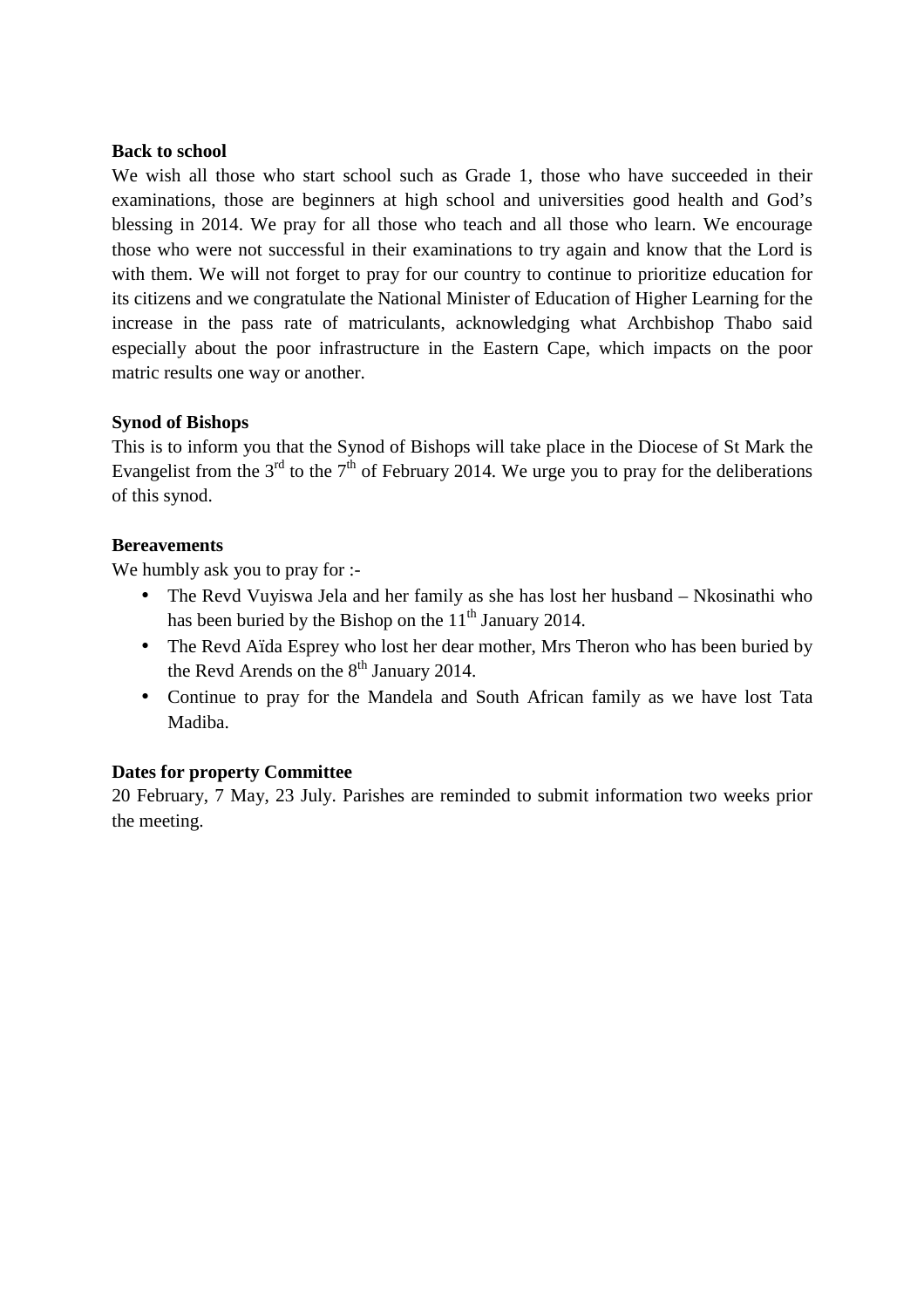**Back to school**

We wish all those who start school such as Grade 1, those who have succeeded in their examinations, those are beginners at high school and universities good health and God's blessing in 2014. We pray for all those who teach and all those who learn. We encourage those who were not successful in their examinations to try again and know that the Lord is with them. We will not forget to pray for our country to continue to prioritize education for its citizens and we congratulate the National Minister of Education of Higher Learning for the increase in the pass rate of matriculants, acknowledging what Archbishop Thabo said especially about the poor infrastructure in the Eastern Cape, which impacts on the poor matric results one way or another.

**Synod of Bishops**

This is to inform you that the Synod of Bishops will take place in the Diocese of St Mark the Evangelist from the 3rd to the 7th of February 2014. We urge you to pray for the deliberations of this synod.

**Bereavements**

We humbly ask you to pray for :-

- The Revd Vuyiswa Jela and her family as she has lost her husband – Nkosinathi who has been buried by the Bishop on the 11th January 2014.
- The Revd Aïda Esprey who lost her dear mother, Mrs Theron who has been buried by the Revd Arends on the 8th January 2014.
- Continue to pray for the Mandela and South African family as we have lost Tata Madiba.

**Dates for property Committee**

20 February, 7 May, 23 July. Parishes are reminded to submit information two weeks prior the meeting.